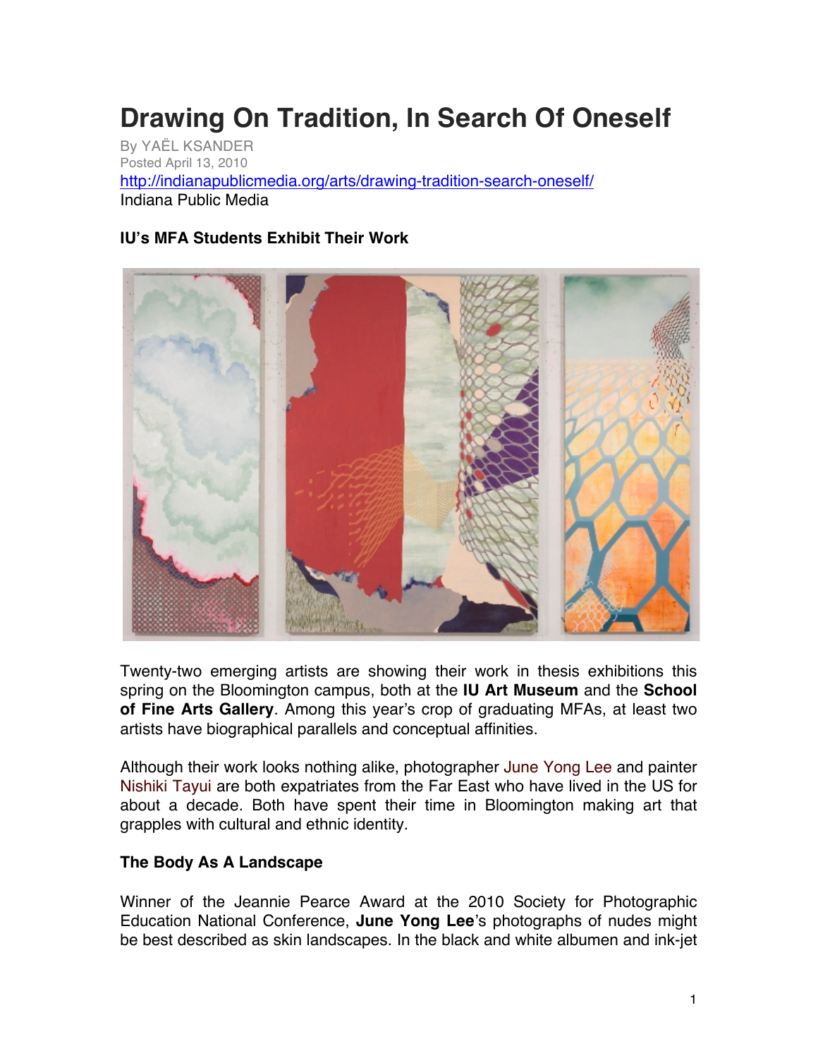# Drawing On Tradition, In Search Of Oneself

By YAËL KSANDER
Posted April 13, 2010
http://indianapublicmedia.org/arts/drawing-tradition-search-oneself/
Indiana Public Media

**IU's MFA Students Exhibit Their Work**

Twenty-two emerging artists are showing their work in thesis exhibitions this spring on the Bloomington campus, both at the **IU Art Museum** and the **School of Fine Arts Gallery**. Among this year's crop of graduating MFAs, at least two artists have biographical parallels and conceptual affinities.

Although their work looks nothing alike, photographer June Yong Lee and painter Nishiki Tayui are both expatriates from the Far East who have lived in the US for about a decade. Both have spent their time in Bloomington making art that grapples with cultural and ethnic identity.

**The Body As A Landscape**

Winner of the Jeannie Pearce Award at the 2010 Society for Photographic Education National Conference, **June Yong Lee**'s photographs of nudes might be best described as skin landscapes. In the black and white albumen and ink-jet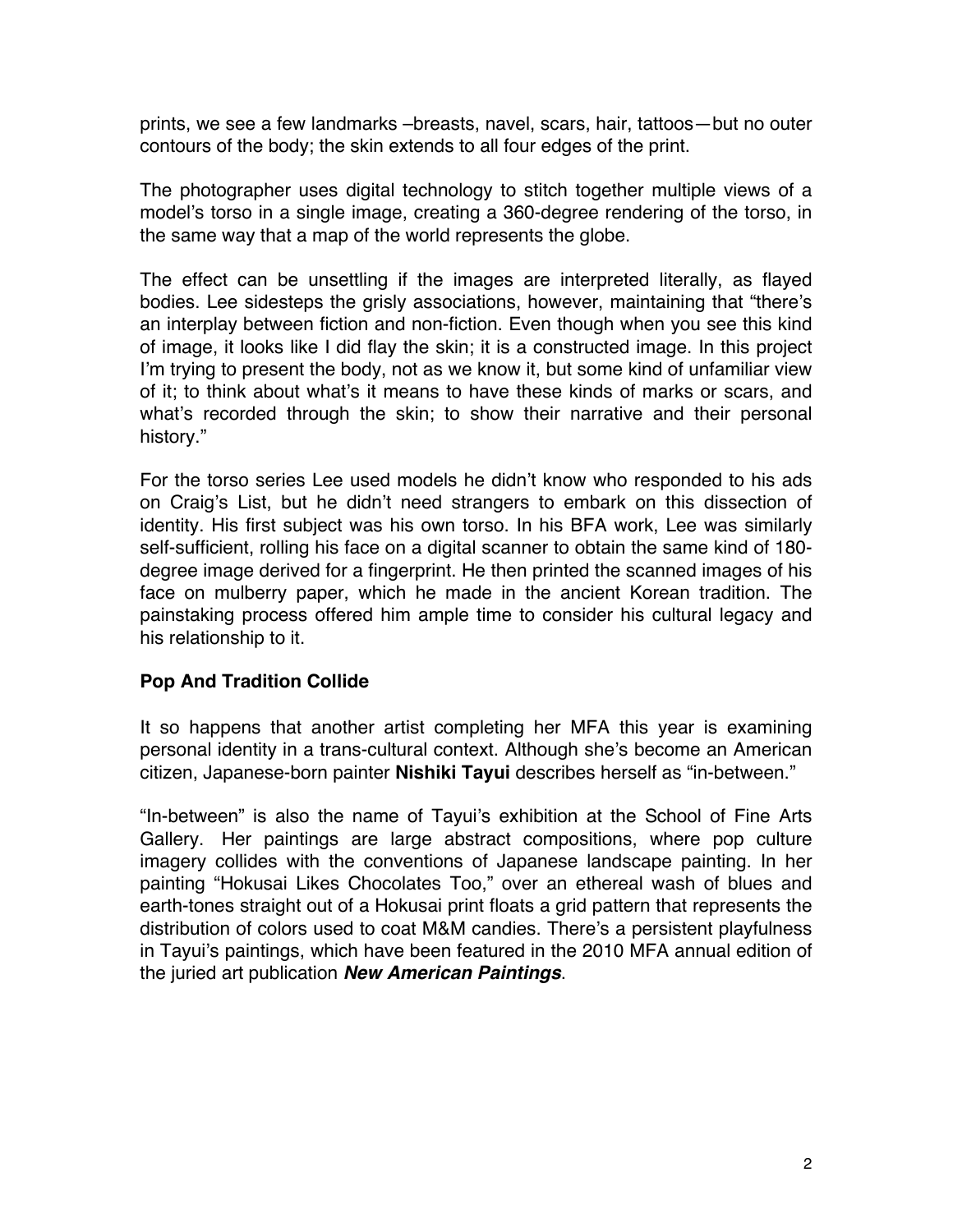prints, we see a few landmarks –breasts, navel, scars, hair, tattoos—but no outer contours of the body; the skin extends to all four edges of the print.

The photographer uses digital technology to stitch together multiple views of a model's torso in a single image, creating a 360-degree rendering of the torso, in the same way that a map of the world represents the globe.

The effect can be unsettling if the images are interpreted literally, as flayed bodies. Lee sidesteps the grisly associations, however, maintaining that "there's an interplay between fiction and non-fiction. Even though when you see this kind of image, it looks like I did flay the skin; it is a constructed image. In this project I'm trying to present the body, not as we know it, but some kind of unfamiliar view of it; to think about what's it means to have these kinds of marks or scars, and what's recorded through the skin; to show their narrative and their personal history."

For the torso series Lee used models he didn't know who responded to his ads on Craig's List, but he didn't need strangers to embark on this dissection of identity. His first subject was his own torso. In his BFA work, Lee was similarly self-sufficient, rolling his face on a digital scanner to obtain the same kind of 180-degree image derived for a fingerprint. He then printed the scanned images of his face on mulberry paper, which he made in the ancient Korean tradition. The painstaking process offered him ample time to consider his cultural legacy and his relationship to it.

**Pop And Tradition Collide**

It so happens that another artist completing her MFA this year is examining personal identity in a trans-cultural context. Although she's become an American citizen, Japanese-born painter **Nishiki Tayui** describes herself as "in-between."

"In-between" is also the name of Tayui's exhibition at the School of Fine Arts Gallery. Her paintings are large abstract compositions, where pop culture imagery collides with the conventions of Japanese landscape painting. In her painting "Hokusai Likes Chocolates Too," over an ethereal wash of blues and earth-tones straight out of a Hokusai print floats a grid pattern that represents the distribution of colors used to coat M&M candies. There's a persistent playfulness in Tayui's paintings, which have been featured in the 2010 MFA annual edition of the juried art publication ***New American Paintings***.